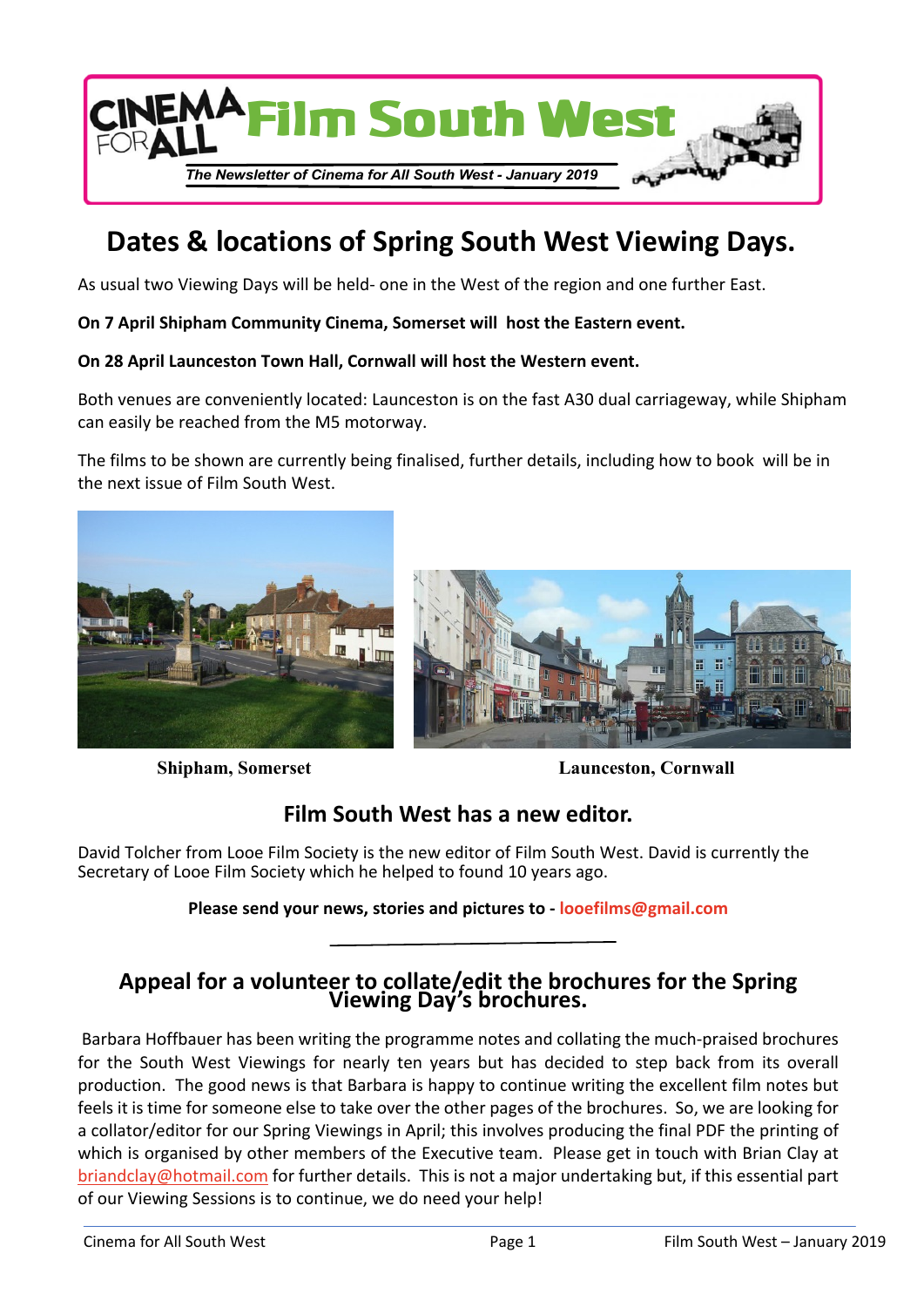# CINEMA FOR ALL Film South West

*The Newsletter of Cinema for All South West - January 2019*

## Dates & locations of Spring South West Viewing Days.

As usual two Viewing Days will be held- one in the West of the region and one further East.

**On 7 April Shipham Community Cinema, Somerset will host the Eastern event.**

**On 28 April Launceston Town Hall, Cornwall will host the Western event.**

Both venues are conveniently located: Launceston is on the fast A30 dual carriageway, while Shipham can easily be reached from the M5 motorway.

The films to be shown are currently being finalised, further details, including how to book will be in the next issue of Film South West.

**Shipham, Somerset**

**Launceston, Cornwall**

## Film South West has a new editor.

David Tolcher from Looe Film Society is the new editor of Film South West. David is currently the Secretary of Looe Film Society which he helped to found 10 years ago.

**Please send your news, stories and pictures to - looefilms@gmail.com**

---

## Appeal for a volunteer to collate/edit the brochures for the Spring Viewing Day's brochures.

Barbara Hoffbauer has been writing the programme notes and collating the much-praised brochures for the South West Viewings for nearly ten years but has decided to step back from its overall production. The good news is that Barbara is happy to continue writing the excellent film notes but feels it is time for someone else to take over the other pages of the brochures. So, we are looking for a collator/editor for our Spring Viewings in April; this involves producing the final PDF the printing of which is organised by other members of the Executive team. Please get in touch with Brian Clay at briandclay@hotmail.com for further details. This is not a major undertaking but, if this essential part of our Viewing Sessions is to continue, we do need your help!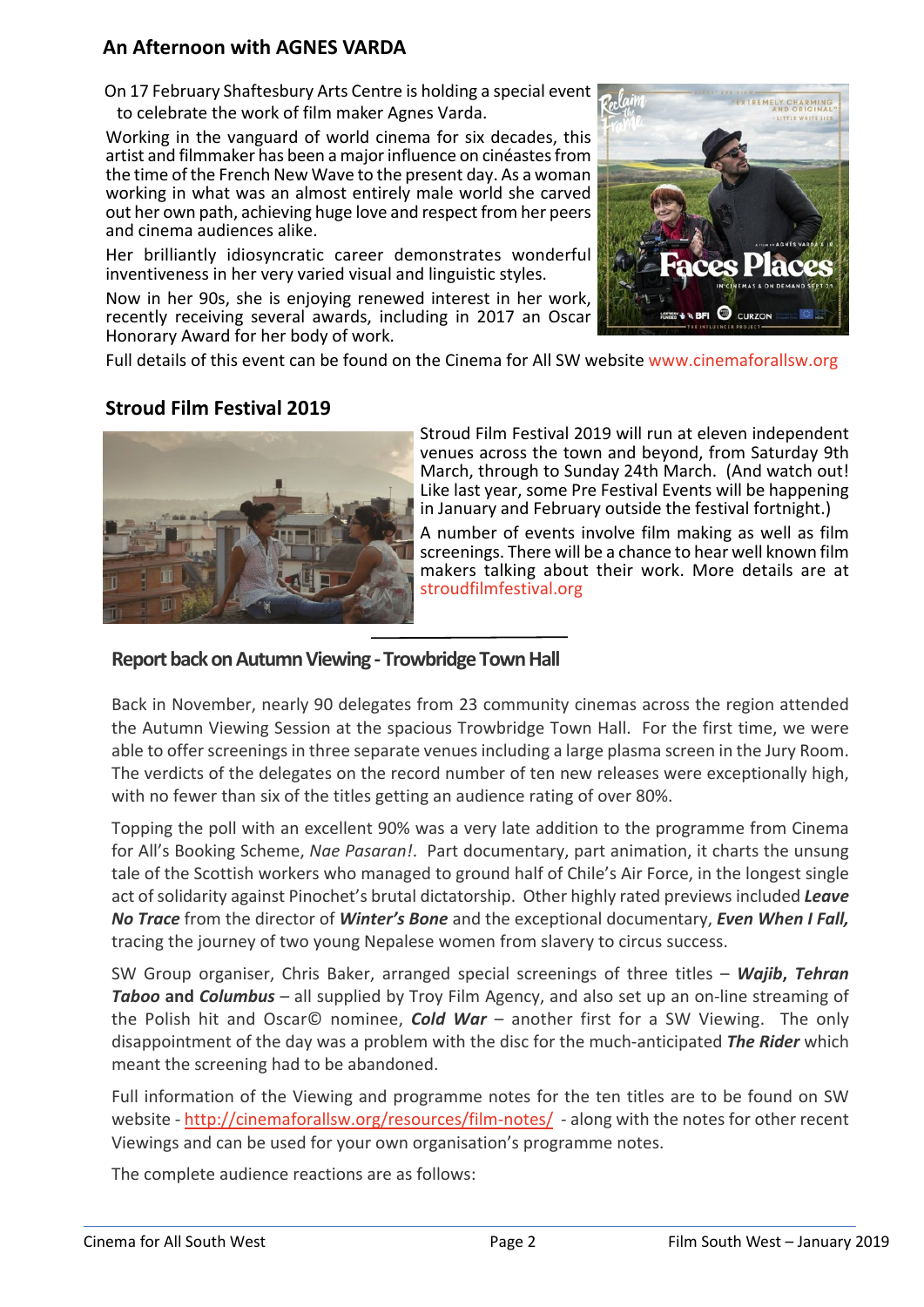## An Afternoon with AGNES VARDA

On 17 February Shaftesbury Arts Centre is holding a special event to celebrate the work of film maker Agnes Varda.

Working in the vanguard of world cinema for six decades, this artist and filmmaker has been a major influence on cinéastes from the time of the French New Wave to the present day. As a woman working in what was an almost entirely male world she carved out her own path, achieving huge love and respect from her peers and cinema audiences alike.

Her brilliantly idiosyncratic career demonstrates wonderful inventiveness in her very varied visual and linguistic styles.

Now in her 90s, she is enjoying renewed interest in her work, recently receiving several awards, including in 2017 an Oscar Honorary Award for her body of work.

Full details of this event can be found on the Cinema for All SW website www.cinemaforallsw.org

## Stroud Film Festival 2019

Stroud Film Festival 2019 will run at eleven independent venues across the town and beyond, from Saturday 9th March, through to Sunday 24th March. (And watch out! Like last year, some Pre Festival Events will be happening in January and February outside the festival fortnight.)

A number of events involve film making as well as film screenings. There will be a chance to hear well known film makers talking about their work. More details are at stroudfilmfestival.org

## Report back on Autumn Viewing - Trowbridge Town Hall

Back in November, nearly 90 delegates from 23 community cinemas across the region attended the Autumn Viewing Session at the spacious Trowbridge Town Hall. For the first time, we were able to offer screenings in three separate venues including a large plasma screen in the Jury Room. The verdicts of the delegates on the record number of ten new releases were exceptionally high, with no fewer than six of the titles getting an audience rating of over 80%.

Topping the poll with an excellent 90% was a very late addition to the programme from Cinema for All's Booking Scheme, *Nae Pasaran!*. Part documentary, part animation, it charts the unsung tale of the Scottish workers who managed to ground half of Chile's Air Force, in the longest single act of solidarity against Pinochet's brutal dictatorship. Other highly rated previews included ***Leave No Trace*** from the director of ***Winter's Bone*** and the exceptional documentary, ***Even When I Fall,*** tracing the journey of two young Nepalese women from slavery to circus success.

SW Group organiser, Chris Baker, arranged special screenings of three titles – ***Wajib*****,** ***Tehran Taboo*** **and** ***Columbus*** – all supplied by Troy Film Agency, and also set up an on-line streaming of the Polish hit and Oscar© nominee, ***Cold War*** – another first for a SW Viewing. The only disappointment of the day was a problem with the disc for the much-anticipated ***The Rider*** which meant the screening had to be abandoned.

Full information of the Viewing and programme notes for the ten titles are to be found on SW website - http://cinemaforallsw.org/resources/film-notes/ - along with the notes for other recent Viewings and can be used for your own organisation's programme notes.

The complete audience reactions are as follows: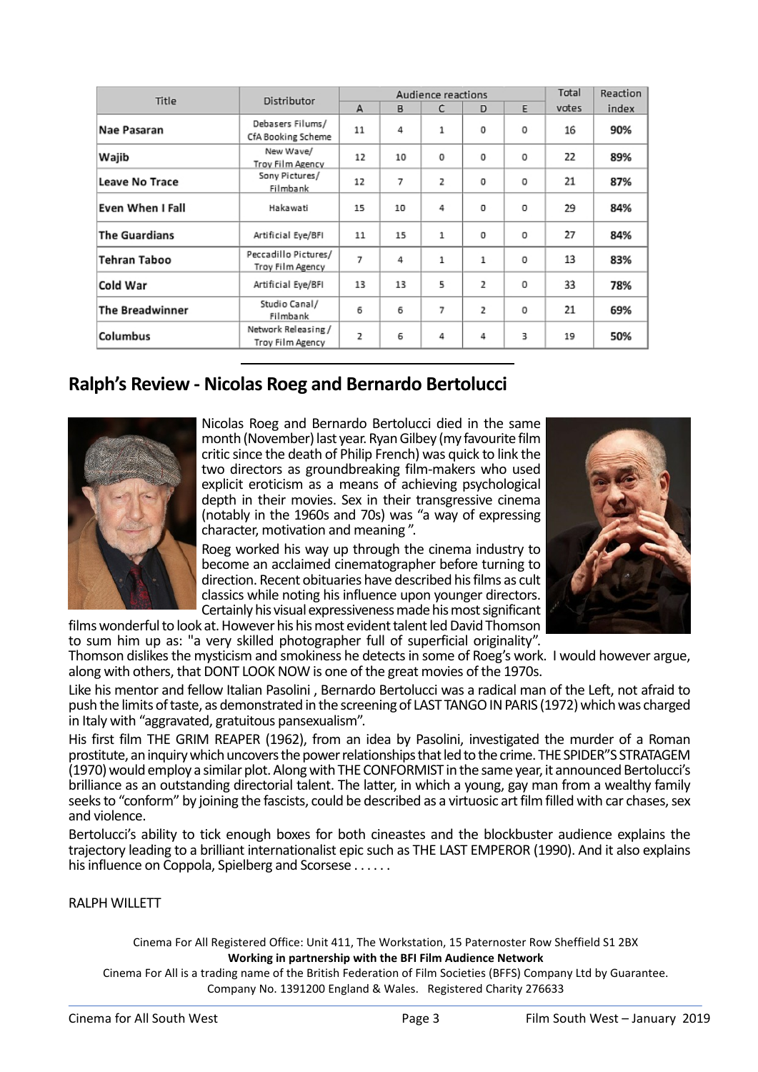| Title | Distributor | Audience reactions | | | | | Total votes | Reaction index |
|---|---|---|---|---|---|---|---|---|
| | | A | B | C | D | E | | |
| Nae Pasaran | Debasers Filums/ CfA Booking Scheme | 11 | 4 | 1 | 0 | 0 | 16 | 90% |
| Wajib | New Wave/ Troy Film Agency | 12 | 10 | 0 | 0 | 0 | 22 | 89% |
| Leave No Trace | Sony Pictures/ Filmbank | 12 | 7 | 2 | 0 | 0 | 21 | 87% |
| Even When I Fall | Hakawati | 15 | 10 | 4 | 0 | 0 | 29 | 84% |
| The Guardians | Artificial Eye/BFI | 11 | 15 | 1 | 0 | 0 | 27 | 84% |
| Tehran Taboo | Peccadillo Pictures/ Troy Film Agency | 7 | 4 | 1 | 1 | 0 | 13 | 83% |
| Cold War | Artificial Eye/BFI | 13 | 13 | 5 | 2 | 0 | 33 | 78% |
| The Breadwinner | Studio Canal/ Filmbank | 6 | 6 | 7 | 2 | 0 | 21 | 69% |
| Columbus | Network Releasing / Troy Film Agency | 2 | 6 | 4 | 4 | 3 | 19 | 50% |

## Ralph's Review - Nicolas Roeg and Bernardo Bertolucci

Nicolas Roeg and Bernardo Bertolucci died in the same month (November) last year. Ryan Gilbey (my favourite film critic since the death of Philip French) was quick to link the two directors as groundbreaking film-makers who used explicit eroticism as a means of achieving psychological depth in their movies. Sex in their transgressive cinema (notably in the 1960s and 70s) was "a way of expressing character, motivation and meaning ".

Roeg worked his way up through the cinema industry to become an acclaimed cinematographer before turning to direction. Recent obituaries have described his films as cult classics while noting his influence upon younger directors. Certainly his visual expressiveness made his most significant films wonderful to look at. However his most evident talent led David Thomson to sum him up as: "a very skilled photographer full of superficial originality". Thomson dislikes the mysticism and smokiness he detects in some of Roeg's work. I would however argue, along with others, that DONT LOOK NOW is one of the great movies of the 1970s.

Like his mentor and fellow Italian Pasolini , Bernardo Bertolucci was a radical man of the Left, not afraid to push the limits of taste, as demonstrated in the screening of LAST TANGO IN PARIS (1972) which was charged in Italy with "aggravated, gratuitous pansexualism".

His first film THE GRIM REAPER (1962), from an idea by Pasolini, investigated the murder of a Roman prostitute, an inquiry which uncovers the power relationships that led to the crime. THE SPIDER"S STRATAGEM (1970) would employ a similar plot. Along with THE CONFORMIST in the same year, it announced Bertolucci's brilliance as an outstanding directorial talent. The latter, in which a young, gay man from a wealthy family seeks to "conform" by joining the fascists, could be described as a virtuosic art film filled with car chases, sex and violence.

Bertolucci's ability to tick enough boxes for both cineastes and the blockbuster audience explains the trajectory leading to a brilliant internationalist epic such as THE LAST EMPEROR (1990). And it also explains his influence on Coppola, Spielberg and Scorsese . . . . . .

RALPH WILLETT

Cinema For All Registered Office: Unit 411, The Workstation, 15 Paternoster Row Sheffield S1 2BX

**Working in partnership with the BFI Film Audience Network**

Cinema For All is a trading name of the British Federation of Film Societies (BFFS) Company Ltd by Guarantee.
Company No. 1391200 England & Wales. Registered Charity 276633